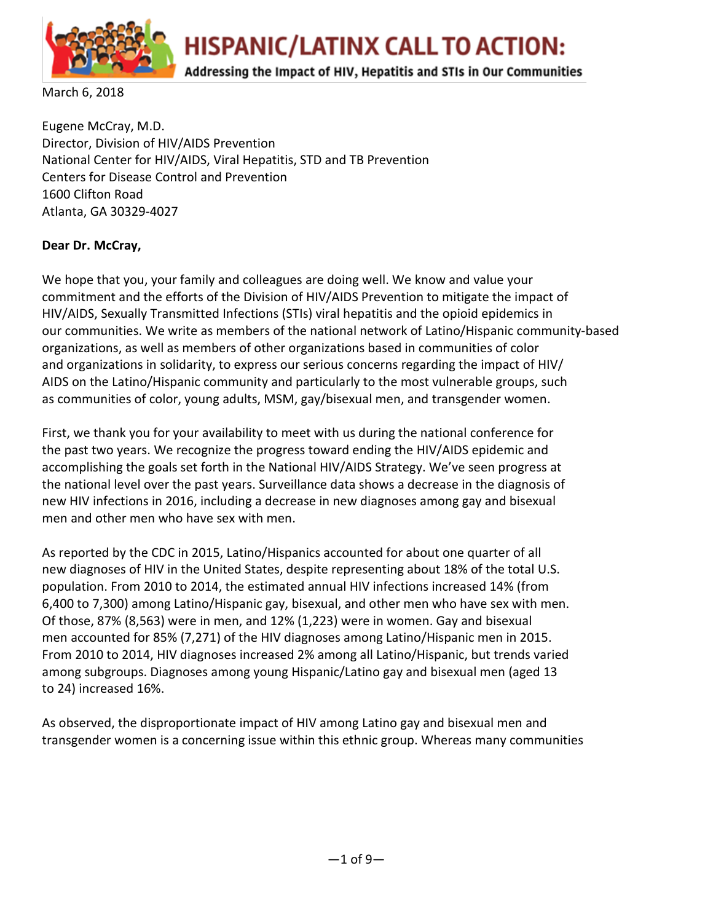# HISPANIC/LATINX CALL TO ACTION:

**Addressing the Impact of HIV, Hepatitis and STIs in Our Communities**

March 6, 2018

Eugene McCray, M.D.
Director, Division of HIV/AIDS Prevention
National Center for HIV/AIDS, Viral Hepatitis, STD and TB Prevention
Centers for Disease Control and Prevention
1600 Clifton Road
Atlanta, GA 30329-4027

**Dear Dr. McCray,**

We hope that you, your family and colleagues are doing well. We know and value your commitment and the efforts of the Division of HIV/AIDS Prevention to mitigate the impact of HIV/AIDS, Sexually Transmitted Infections (STIs) viral hepatitis and the opioid epidemics in our communities. We write as members of the national network of Latino/Hispanic community-based organizations, as well as members of other organizations based in communities of color and organizations in solidarity, to express our serious concerns regarding the impact of HIV/AIDS on the Latino/Hispanic community and particularly to the most vulnerable groups, such as communities of color, young adults, MSM, gay/bisexual men, and transgender women.

First, we thank you for your availability to meet with us during the national conference for the past two years. We recognize the progress toward ending the HIV/AIDS epidemic and accomplishing the goals set forth in the National HIV/AIDS Strategy. We've seen progress at the national level over the past years. Surveillance data shows a decrease in the diagnosis of new HIV infections in 2016, including a decrease in new diagnoses among gay and bisexual men and other men who have sex with men.

As reported by the CDC in 2015, Latino/Hispanics accounted for about one quarter of all new diagnoses of HIV in the United States, despite representing about 18% of the total U.S. population. From 2010 to 2014, the estimated annual HIV infections increased 14% (from 6,400 to 7,300) among Latino/Hispanic gay, bisexual, and other men who have sex with men. Of those, 87% (8,563) were in men, and 12% (1,223) were in women. Gay and bisexual men accounted for 85% (7,271) of the HIV diagnoses among Latino/Hispanic men in 2015. From 2010 to 2014, HIV diagnoses increased 2% among all Latino/Hispanic, but trends varied among subgroups. Diagnoses among young Hispanic/Latino gay and bisexual men (aged 13 to 24) increased 16%.

As observed, the disproportionate impact of HIV among Latino gay and bisexual men and transgender women is a concerning issue within this ethnic group. Whereas many communities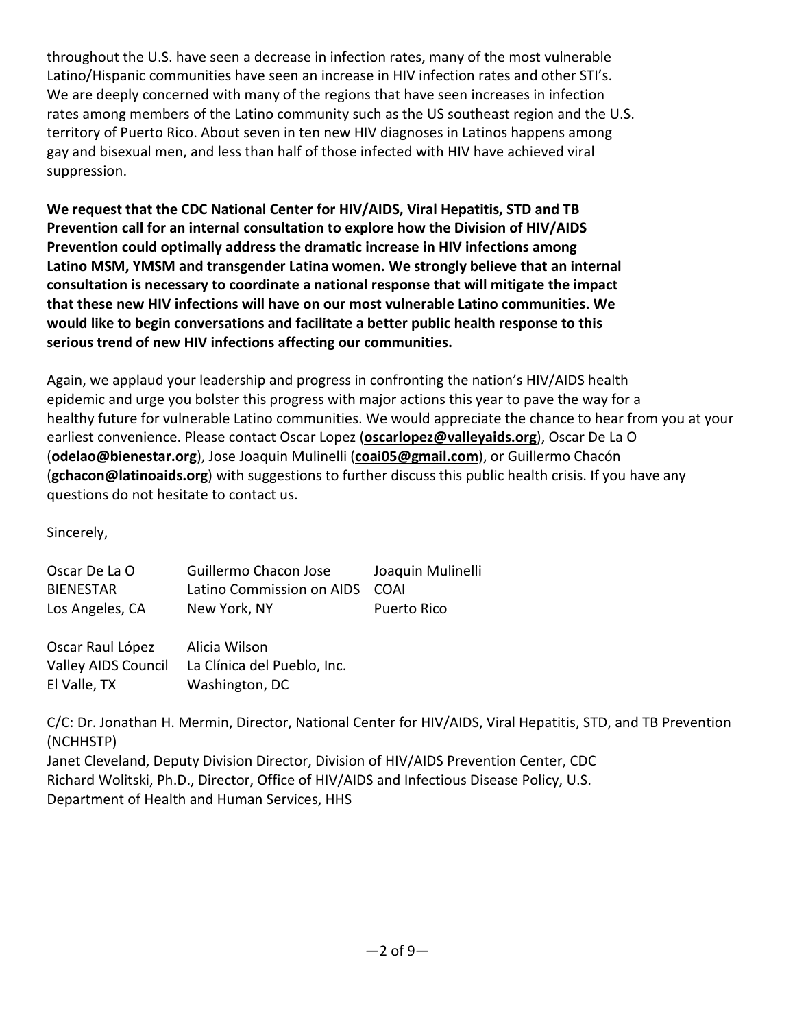throughout the U.S. have seen a decrease in infection rates, many of the most vulnerable Latino/Hispanic communities have seen an increase in HIV infection rates and other STI's. We are deeply concerned with many of the regions that have seen increases in infection rates among members of the Latino community such as the US southeast region and the U.S. territory of Puerto Rico. About seven in ten new HIV diagnoses in Latinos happens among gay and bisexual men, and less than half of those infected with HIV have achieved viral suppression.

**We request that the CDC National Center for HIV/AIDS, Viral Hepatitis, STD and TB Prevention call for an internal consultation to explore how the Division of HIV/AIDS Prevention could optimally address the dramatic increase in HIV infections among Latino MSM, YMSM and transgender Latina women. We strongly believe that an internal consultation is necessary to coordinate a national response that will mitigate the impact that these new HIV infections will have on our most vulnerable Latino communities. We would like to begin conversations and facilitate a better public health response to this serious trend of new HIV infections affecting our communities.**

Again, we applaud your leadership and progress in confronting the nation's HIV/AIDS health epidemic and urge you bolster this progress with major actions this year to pave the way for a healthy future for vulnerable Latino communities. We would appreciate the chance to hear from you at your earliest convenience. Please contact Oscar Lopez (**oscarlopez@valleyaids.org**), Oscar De La O (**odelao@bienestar.org**), Jose Joaquin Mulinelli (**coai05@gmail.com**), or Guillermo Chacón (**gchacon@latinoaids.org**) with suggestions to further discuss this public health crisis. If you have any questions do not hesitate to contact us.

Sincerely,

Oscar De La O
BIENESTAR
Los Angeles, CA

Guillermo Chacon
Latino Commission on AIDS
New York, NY

Jose Joaquin Mulinelli
COAI
Puerto Rico

Oscar Raul López
Valley AIDS Council
El Valle, TX

Alicia Wilson
La Clínica del Pueblo, Inc.
Washington, DC

C/C: Dr. Jonathan H. Mermin, Director, National Center for HIV/AIDS, Viral Hepatitis, STD, and TB Prevention (NCHHSTP)
Janet Cleveland, Deputy Division Director, Division of HIV/AIDS Prevention Center, CDC
Richard Wolitski, Ph.D., Director, Office of HIV/AIDS and Infectious Disease Policy, U.S. Department of Health and Human Services, HHS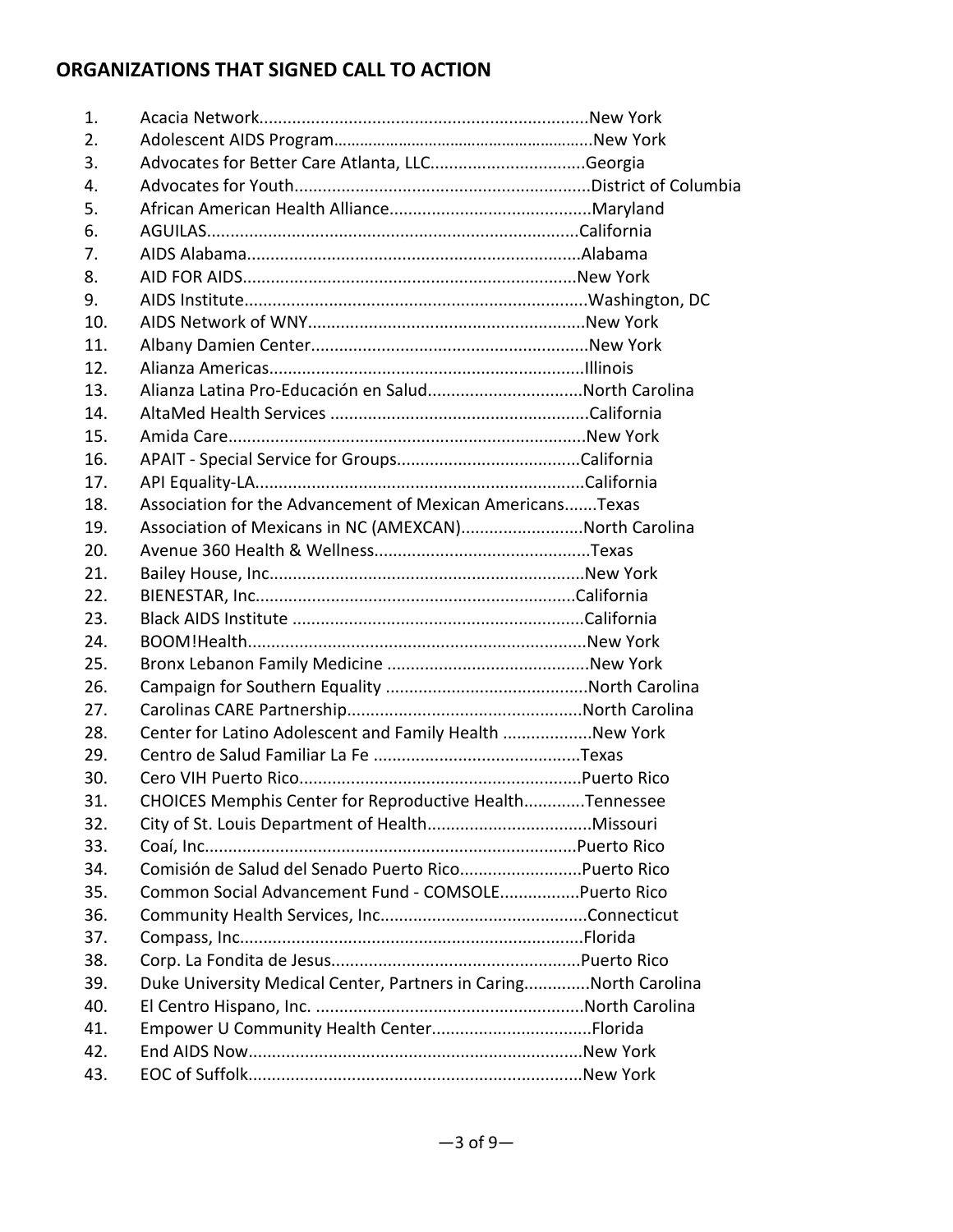## ORGANIZATIONS THAT SIGNED CALL TO ACTION

1. Acacia Network......................................................................New York
2. Adolescent AIDS Program...........................................................New York
3. Advocates for Better Care Atlanta, LLC.................................Georgia
4. Advocates for Youth...............................................................District of Columbia
5. African American Health Alliance...........................................Maryland
6. AGUILAS..............................................................................California
7. AIDS Alabama.......................................................................Alabama
8. AID FOR AIDS.......................................................................New York
9. AIDS Institute........................................................................Washington, DC
10. AIDS Network of WNY...........................................................New York
11. Albany Damien Center...........................................................New York
12. Alianza Americas..................................................................Illinois
13. Alianza Latina Pro-Educación en Salud.................................North Carolina
14. AltaMed Health Services .......................................................California
15. Amida Care...........................................................................New York
16. APAIT - Special Service for Groups.......................................California
17. API Equality-LA.....................................................................California
18. Association for the Advancement of Mexican Americans.......Texas
19. Association of Mexicans in NC (AMEXCAN)..........................North Carolina
20. Avenue 360 Health & Wellness.............................................Texas
21. Bailey House, Inc..................................................................New York
22. BIENESTAR, Inc...................................................................California
23. Black AIDS Institute .............................................................California
24. BOOM!Health.......................................................................New York
25. Bronx Lebanon Family Medicine ...........................................New York
26. Campaign for Southern Equality ...........................................North Carolina
27. Carolinas CARE Partnership.................................................North Carolina
28. Center for Latino Adolescent and Family Health ...................New York
29. Centro de Salud Familiar La Fe ............................................Texas
30. Cero VIH Puerto Rico............................................................Puerto Rico
31. CHOICES Memphis Center for Reproductive Health.............Tennessee
32. City of St. Louis Department of Health...................................Missouri
33. Coaí, Inc...............................................................................Puerto Rico
34. Comisión de Salud del Senado Puerto Rico..........................Puerto Rico
35. Common Social Advancement Fund - COMSOLE.................Puerto Rico
36. Community Health Services, Inc............................................Connecticut
37. Compass, Inc........................................................................Florida
38. Corp. La Fondita de Jesus.....................................................Puerto Rico
39. Duke University Medical Center, Partners in Caring..............North Carolina
40. El Centro Hispano, Inc. .........................................................North Carolina
41. Empower U Community Health Center..................................Florida
42. End AIDS Now......................................................................New York
43. EOC of Suffolk......................................................................New York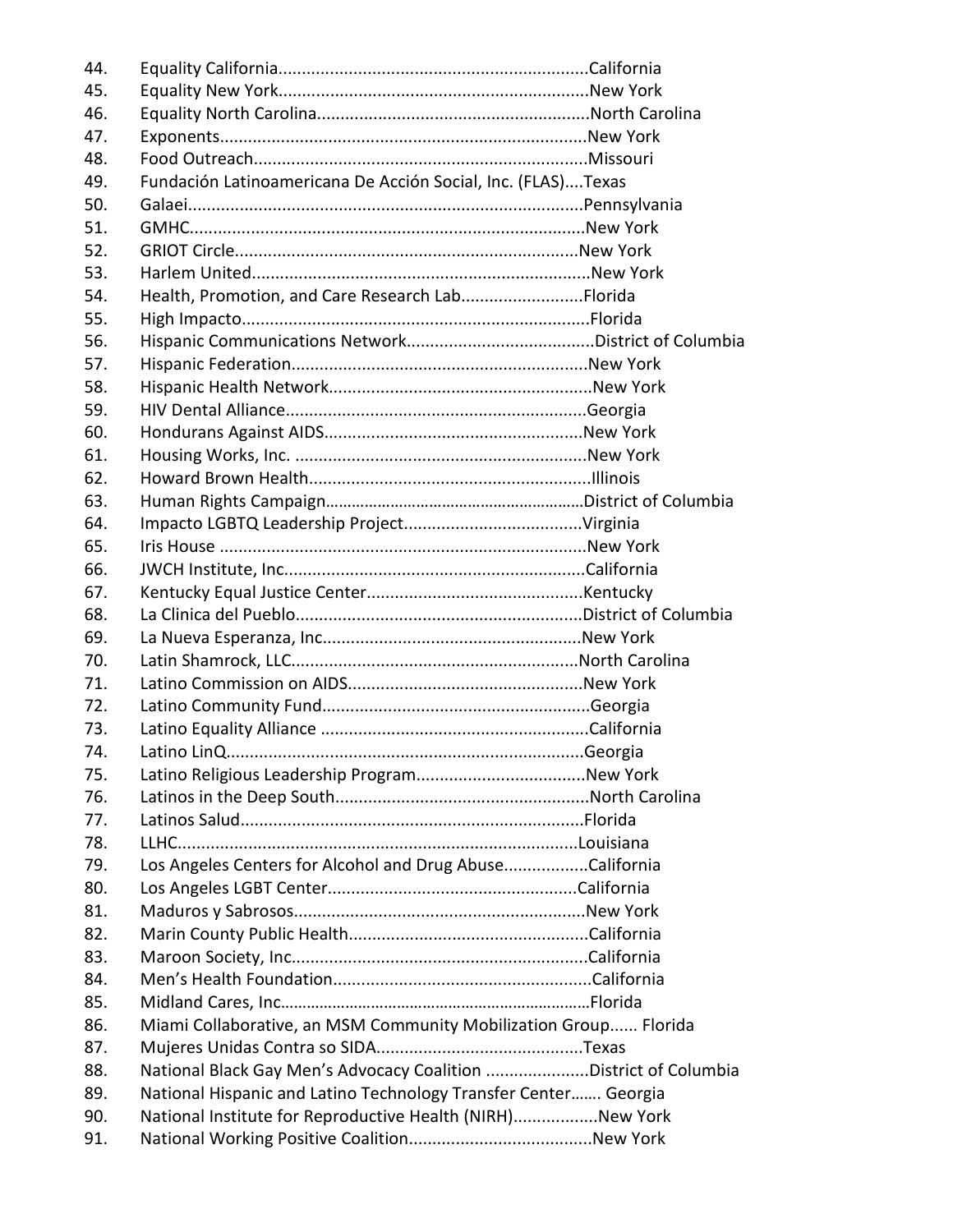44. Equality California.................................................................California
45. Equality New York.................................................................New York
46. Equality North Carolina.........................................................North Carolina
47. Exponents............................................................................New York
48. Food Outreach......................................................................Missouri
49. Fundación Latinoamericana De Acción Social, Inc. (FLAS)....Texas
50. Galaei..................................................................................Pennsylvania
51. GMHC..................................................................................New York
52. GRIOT Circle........................................................................New York
53. Harlem United.......................................................................New York
54. Health, Promotion, and Care Research Lab..........................Florida
55. High Impacto.........................................................................Florida
56. Hispanic Communications Network.......................................District of Columbia
57. Hispanic Federation..............................................................New York
58. Hispanic Health Network.......................................................New York
59. HIV Dental Alliance................................................................Georgia
60. Hondurans Against AIDS.......................................................New York
61. Housing Works, Inc. ..............................................................New York
62. Howard Brown Health............................................................Illinois
63. Human Rights Campaign.........................................................District of Columbia
64. Impacto LGBTQ Leadership Project......................................Virginia
65. Iris House .............................................................................New York
66. JWCH Institute, Inc................................................................California
67. Kentucky Equal Justice Center.............................................Kentucky
68. La Clinica del Pueblo............................................................District of Columbia
69. La Nueva Esperanza, Inc.......................................................New York
70. Latin Shamrock, LLC............................................................North Carolina
71. Latino Commission on AIDS.................................................New York
72. Latino Community Fund.........................................................Georgia
73. Latino Equality Alliance .........................................................California
74. Latino LinQ...........................................................................Georgia
75. Latino Religious Leadership Program....................................New York
76. Latinos in the Deep South......................................................North Carolina
77. Latinos Salud........................................................................Florida
78. LLHC.....................................................................................Louisiana
79. Los Angeles Centers for Alcohol and Drug Abuse..................California
80. Los Angeles LGBT Center.....................................................California
81. Maduros y Sabrosos.............................................................New York
82. Marin County Public Health...................................................California
83. Maroon Society, Inc..............................................................California
84. Men's Health Foundation......................................................California
85. Midland Cares, Inc.................................................................Florida
86. Miami Collaborative, an MSM Community Mobilization Group...... Florida
87. Mujeres Unidas Contra so SIDA............................................Texas
88. National Black Gay Men's Advocacy Coalition ......................District of Columbia
89. National Hispanic and Latino Technology Transfer Center....... Georgia
90. National Institute for Reproductive Health (NIRH)..................New York
91. National Working Positive Coalition.......................................New York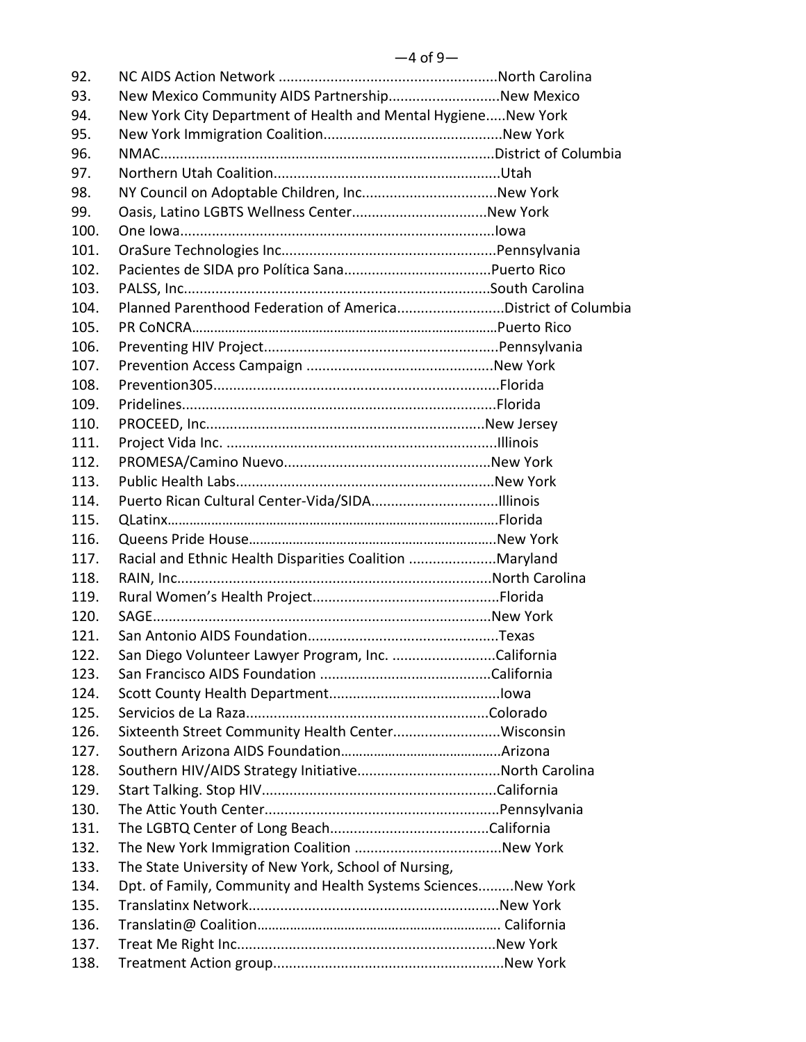92. NC AIDS Action Network .......................................................North Carolina
93. New Mexico Community AIDS Partnership............................New Mexico
94. New York City Department of Health and Mental Hygiene.....New York
95. New York Immigration Coalition.............................................New York
96. NMAC..................................................................................District of Columbia
97. Northern Utah Coalition.........................................................Utah
98. NY Council on Adoptable Children, Inc..................................New York
99. Oasis, Latino LGBTS Wellness Center..................................New York
100. One Iowa..............................................................................Iowa
101. OraSure Technologies Inc......................................................Pennsylvania
102. Pacientes de SIDA pro Política Sana.....................................Puerto Rico
103. PALSS, Inc.............................................................................South Carolina
104. Planned Parenthood Federation of America...........................District of Columbia
105. PR CoNCRA..........................................................................Puerto Rico
106. Preventing HIV Project...........................................................Pennsylvania
107. Prevention Access Campaign ................................................New York
108. Prevention305........................................................................Florida
109. Pridelines...............................................................................Florida
110. PROCEED, Inc.......................................................................New Jersey
111. Project Vida Inc. ....................................................................Illinois
112. PROMESA/Camino Nuevo....................................................New York
113. Public Health Labs.................................................................New York
114. Puerto Rican Cultural Center-Vida/SIDA................................Illinois
115. QLatinx..................................................................................Florida
116. Queens Pride House...............................................................New York
117. Racial and Ethnic Health Disparities Coalition ......................Maryland
118. RAIN, Inc...............................................................................North Carolina
119. Rural Women's Health Project...............................................Florida
120. SAGE.....................................................................................New York
121. San Antonio AIDS Foundation................................................Texas
122. San Diego Volunteer Lawyer Program, Inc. ..........................California
123. San Francisco AIDS Foundation ...........................................California
124. Scott County Health Department...........................................Iowa
125. Servicios de La Raza.............................................................Colorado
126. Sixteenth Street Community Health Center...........................Wisconsin
127. Southern Arizona AIDS Foundation........................................Arizona
128. Southern HIV/AIDS Strategy Initiative....................................North Carolina
129. Start Talking. Stop HIV...........................................................California
130. The Attic Youth Center...........................................................Pennsylvania
131. The LGBTQ Center of Long Beach........................................California
132. The New York Immigration Coalition .....................................New York
133. The State University of New York, School of Nursing,
134. Dpt. of Family, Community and Health Systems Sciences.........New York
135. Translatinx Network...............................................................New York
136. Translatin@ Coalition............................................................. California
137. Treat Me Right Inc.................................................................New York
138. Treatment Action group..........................................................New York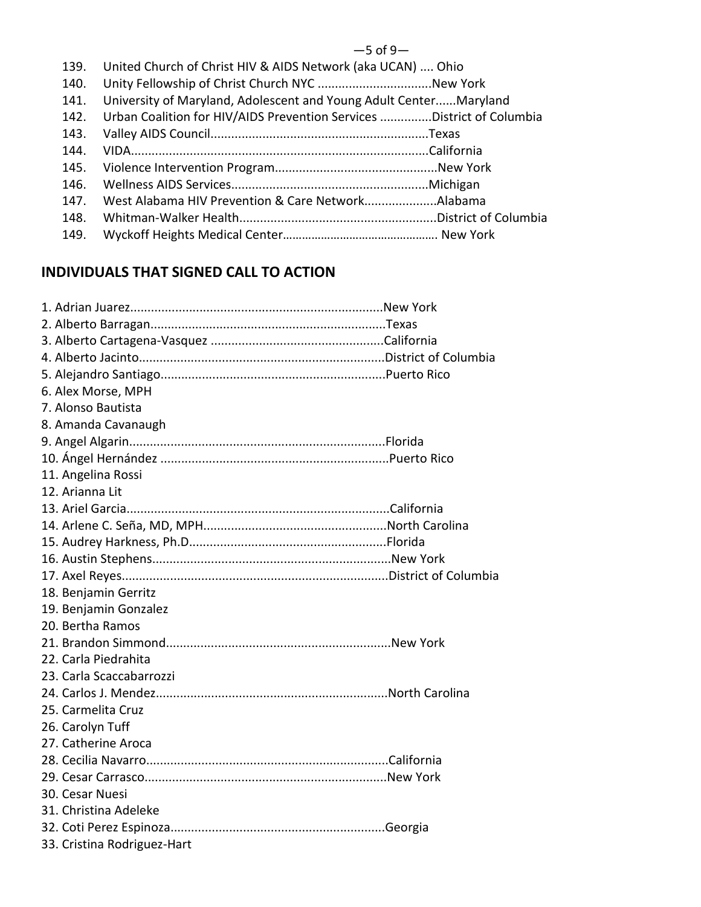139. United Church of Christ HIV & AIDS Network (aka UCAN) .... Ohio
140. Unity Fellowship of Christ Church NYC ..................................New York
141. University of Maryland, Adolescent and Young Adult Center......Maryland
142. Urban Coalition for HIV/AIDS Prevention Services ...............District of Columbia
143. Valley AIDS Council...............................................................Texas
144. VIDA.....................................................................................California
145. Violence Intervention Program..............................................New York
146. Wellness AIDS Services........................................................Michigan
147. West Alabama HIV Prevention & Care Network....................Alabama
148. Whitman-Walker Health........................................................District of Columbia
149. Wyckoff Heights Medical Center.............................................. New York

## INDIVIDUALS THAT SIGNED CALL TO ACTION

1. Adrian Juarez........................................................................New York
2. Alberto Barragan...................................................................Texas
3. Alberto Cartagena-Vasquez ..................................................California
4. Alberto Jacinto......................................................................District of Columbia
5. Alejandro Santiago................................................................Puerto Rico
6. Alex Morse, MPH
7. Alonso Bautista
8. Amanda Cavanaugh
9. Angel Algarin.........................................................................Florida
10. Ángel Hernández .................................................................Puerto Rico
11. Angelina Rossi
12. Arianna Lit
13. Ariel Garcia..........................................................................California
14. Arlene C. Seña, MD, MPH....................................................North Carolina
15. Audrey Harkness, Ph.D........................................................Florida
16. Austin Stephens...................................................................New York
17. Axel Reyes...........................................................................District of Columbia
18. Benjamin Gerritz
19. Benjamin Gonzalez
20. Bertha Ramos
21. Brandon Simmond................................................................New York
22. Carla Piedrahita
23. Carla Scaccabarrozzi
24. Carlos J. Mendez..................................................................North Carolina
25. Carmelita Cruz
26. Carolyn Tuff
27. Catherine Aroca
28. Cecilia Navarro.....................................................................California
29. Cesar Carrasco.....................................................................New York
30. Cesar Nuesi
31. Christina Adeleke
32. Coti Perez Espinoza.............................................................Georgia
33. Cristina Rodriguez-Hart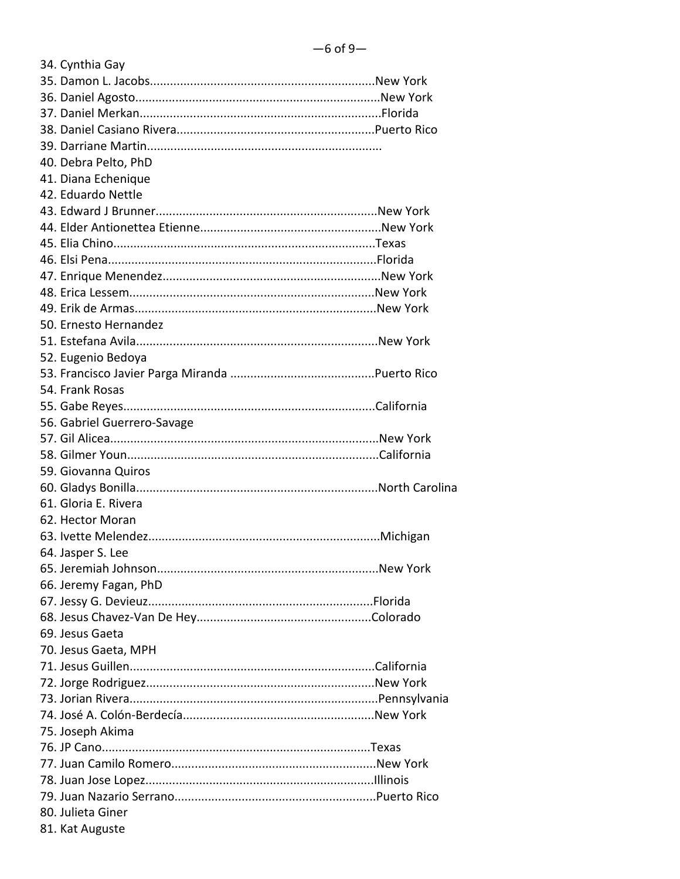34. Cynthia Gay
35. Damon L. Jacobs....................................................................New York
36. Daniel Agosto........................................................................New York
37. Daniel Merkan.......................................................................Florida
38. Daniel Casiano Rivera...........................................................Puerto Rico
39. Darriane Martin.....................................................................
40. Debra Pelto, PhD
41. Diana Echenique
42. Eduardo Nettle
43. Edward J Brunner.................................................................New York
44. Elder Antionettea Etienne.....................................................New York
45. Elia Chino.............................................................................Texas
46. Elsi Pena...............................................................................Florida
47. Enrique Menendez................................................................New York
48. Erica Lessem.........................................................................New York
49. Erik de Armas........................................................................New York
50. Ernesto Hernandez
51. Estefana Avila.......................................................................New York
52. Eugenio Bedoya
53. Francisco Javier Parga Miranda ...........................................Puerto Rico
54. Frank Rosas
55. Gabe Reyes..........................................................................California
56. Gabriel Guerrero-Savage
57. Gil Alicea...............................................................................New York
58. Gilmer Youn..........................................................................California
59. Giovanna Quiros
60. Gladys Bonilla.......................................................................North Carolina
61. Gloria E. Rivera
62. Hector Moran
63. Ivette Melendez....................................................................Michigan
64. Jasper S. Lee
65. Jeremiah Johnson.................................................................New York
66. Jeremy Fagan, PhD
67. Jessy G. Devieuz..................................................................Florida
68. Jesus Chavez-Van De Hey....................................................Colorado
69. Jesus Gaeta
70. Jesus Gaeta, MPH
71. Jesus Guillen........................................................................California
72. Jorge Rodriguez...................................................................New York
73. Jorian Rivera.........................................................................Pennsylvania
74. José A. Colón-Berdecía........................................................New York
75. Joseph Akima
76. JP Cano...............................................................................Texas
77. Juan Camilo Romero............................................................New York
78. Juan Jose Lopez...................................................................Illinois
79. Juan Nazario Serrano...........................................................Puerto Rico
80. Julieta Giner
81. Kat Auguste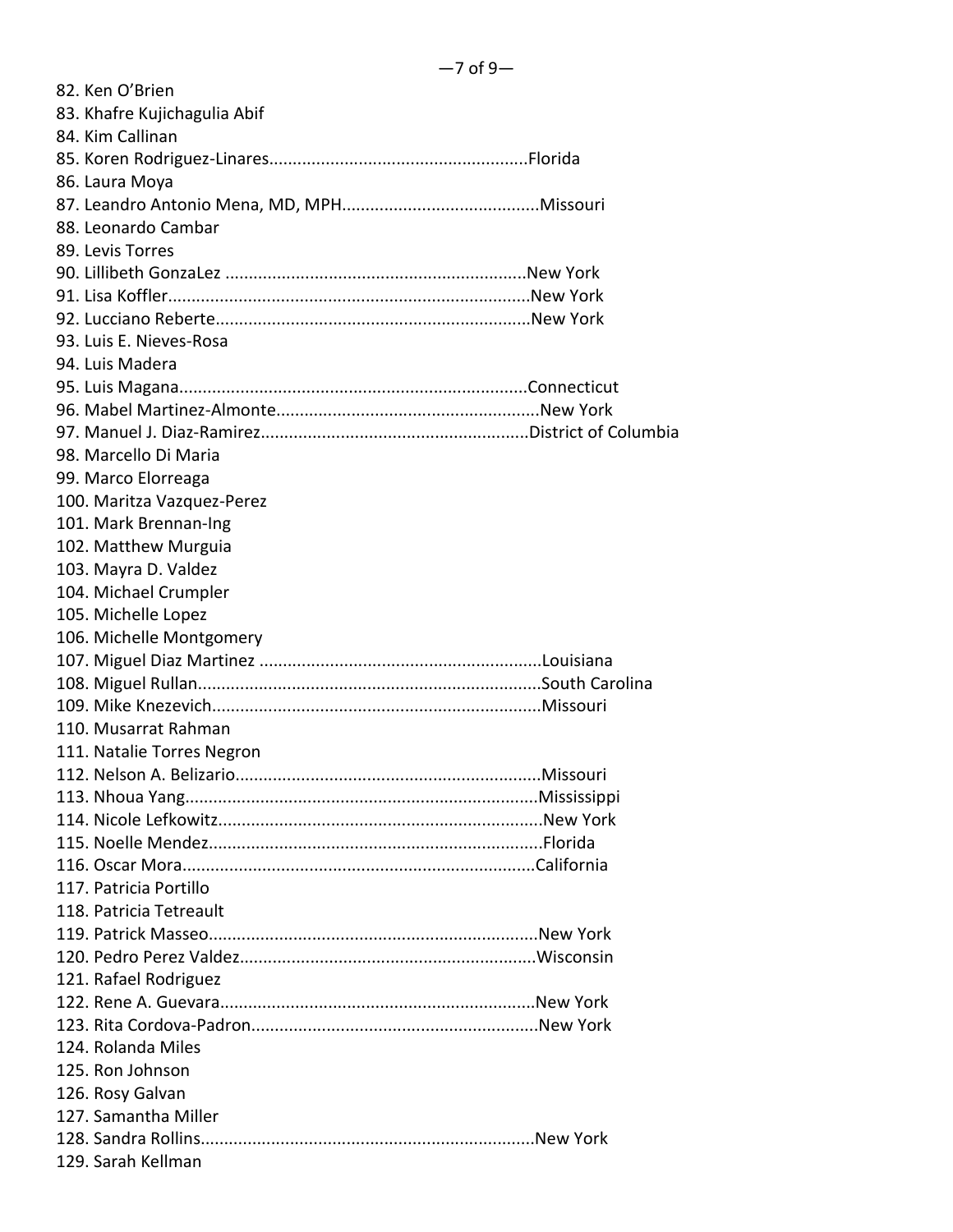82. Ken O'Brien
83. Khafre Kujichagulia Abif
84. Kim Callinan
85. Koren Rodriguez-Linares......................................................Florida
86. Laura Moya
87. Leandro Antonio Mena, MD, MPH..........................................Missouri
88. Leonardo Cambar
89. Levis Torres
90. Lillibeth GonzaLez ................................................................New York
91. Lisa Koffler............................................................................New York
92. Lucciano Reberte..................................................................New York
93. Luis E. Nieves-Rosa
94. Luis Madera
95. Luis Magana.........................................................................Connecticut
96. Mabel Martinez-Almonte........................................................New York
97. Manuel J. Diaz-Ramirez.........................................................District of Columbia
98. Marcello Di Maria
99. Marco Elorreaga
100. Maritza Vazquez-Perez
101. Mark Brennan-Ing
102. Matthew Murguia
103. Mayra D. Valdez
104. Michael Crumpler
105. Michelle Lopez
106. Michelle Montgomery
107. Miguel Diaz Martinez ...........................................................Louisiana
108. Miguel Rullan........................................................................South Carolina
109. Mike Knezevich.....................................................................Missouri
110. Musarrat Rahman
111. Natalie Torres Negron
112. Nelson A. Belizario................................................................Missouri
113. Nhoua Yang..........................................................................Mississippi
114. Nicole Lefkowitz....................................................................New York
115. Noelle Mendez......................................................................Florida
116. Oscar Mora..........................................................................California
117. Patricia Portillo
118. Patricia Tetreault
119. Patrick Masseo.....................................................................New York
120. Pedro Perez Valdez..............................................................Wisconsin
121. Rafael Rodriguez
122. Rene A. Guevara..................................................................New York
123. Rita Cordova-Padron............................................................New York
124. Rolanda Miles
125. Ron Johnson
126. Rosy Galvan
127. Samantha Miller
128. Sandra Rollins......................................................................New York
129. Sarah Kellman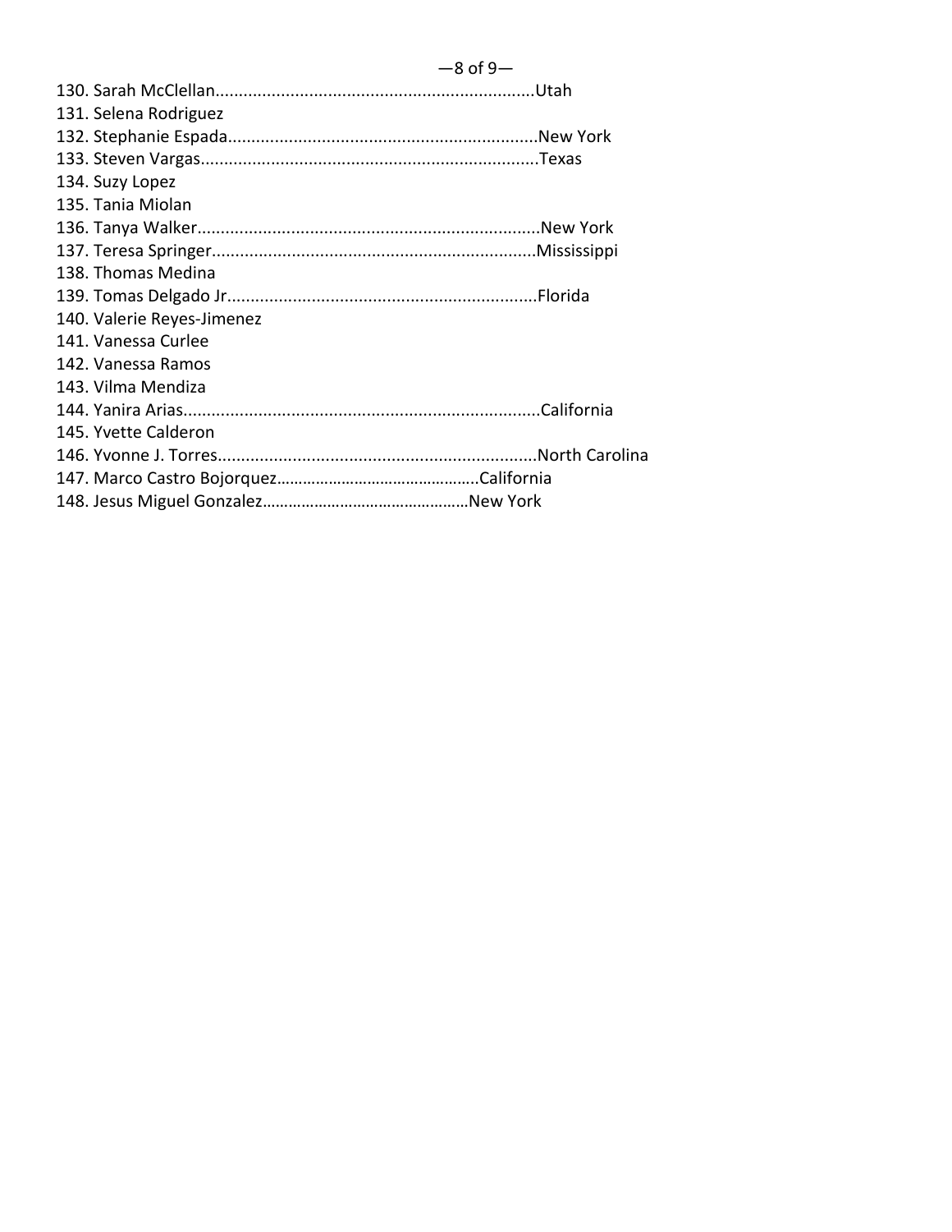130. Sarah McClellan....................................................................Utah
131. Selena Rodriguez
132. Stephanie Espada..................................................................New York
133. Steven Vargas........................................................................Texas
134. Suzy Lopez
135. Tania Miolan
136. Tanya Walker.........................................................................New York
137. Teresa Springer.....................................................................Mississippi
138. Thomas Medina
139. Tomas Delgado Jr..................................................................Florida
140. Valerie Reyes-Jimenez
141. Vanessa Curlee
142. Vanessa Ramos
143. Vilma Mendiza
144. Yanira Arias............................................................................California
145. Yvette Calderon
146. Yvonne J. Torres....................................................................North Carolina
147. Marco Castro Bojorquez……………………………………….California
148. Jesus Miguel Gonzalez……………………………………….New York